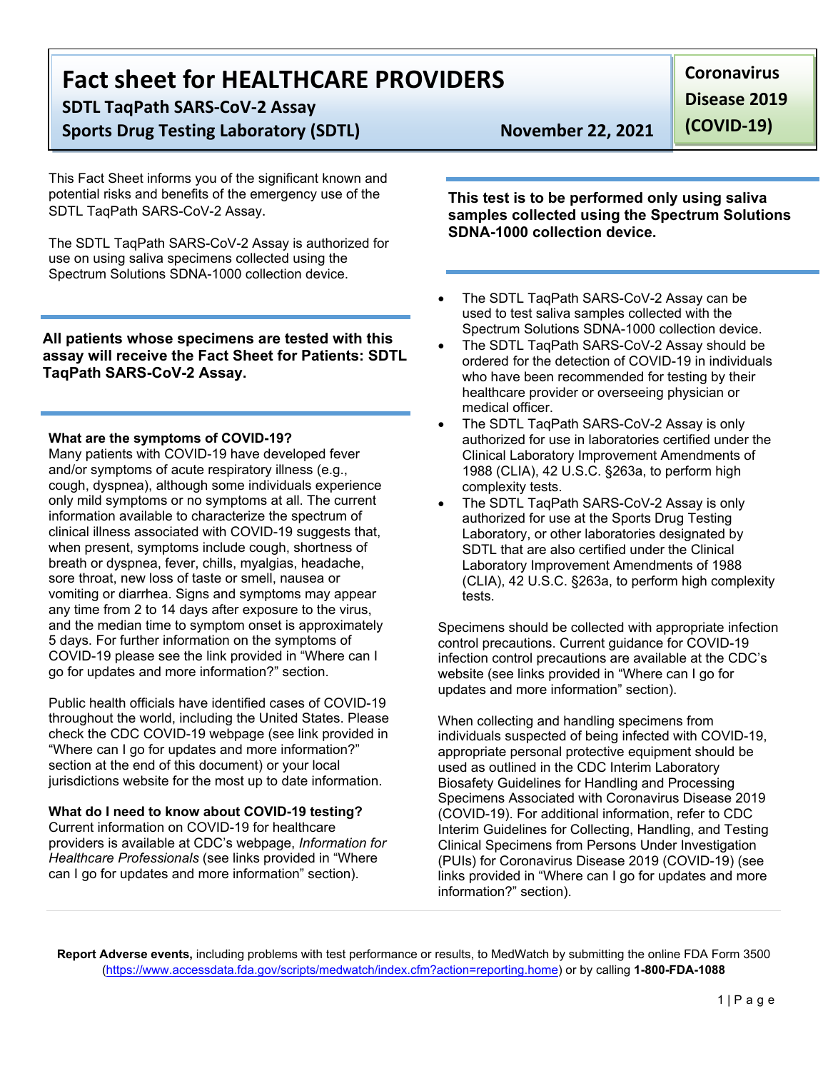# Fact sheet for HEALTHCARE PROVIDERS

**SDTL TaqPath SARS-CoV-2 Assay**

**Sports Drug Testing Laboratory (SDTL)**

**November 22, 2021**

**Coronavirus Disease 2019 (COVID-19)**

This Fact Sheet informs you of the significant known and potential risks and benefits of the emergency use of the SDTL TaqPath SARS-CoV-2 Assay.

The SDTL TaqPath SARS-CoV-2 Assay is authorized for use on using saliva specimens collected using the Spectrum Solutions SDNA-1000 collection device.

**All patients whose specimens are tested with this assay will receive the Fact Sheet for Patients: SDTL TaqPath SARS-CoV-2 Assay.**

**What are the symptoms of COVID-19?**
Many patients with COVID-19 have developed fever and/or symptoms of acute respiratory illness (e.g., cough, dyspnea), although some individuals experience only mild symptoms or no symptoms at all. The current information available to characterize the spectrum of clinical illness associated with COVID-19 suggests that, when present, symptoms include cough, shortness of breath or dyspnea, fever, chills, myalgias, headache, sore throat, new loss of taste or smell, nausea or vomiting or diarrhea. Signs and symptoms may appear any time from 2 to 14 days after exposure to the virus, and the median time to symptom onset is approximately 5 days. For further information on the symptoms of COVID-19 please see the link provided in "Where can I go for updates and more information?" section.

Public health officials have identified cases of COVID-19 throughout the world, including the United States. Please check the CDC COVID-19 webpage (see link provided in "Where can I go for updates and more information?" section at the end of this document) or your local jurisdictions website for the most up to date information.

**What do I need to know about COVID-19 testing?**
Current information on COVID-19 for healthcare providers is available at CDC's webpage, *Information for Healthcare Professionals* (see links provided in "Where can I go for updates and more information" section).

**This test is to be performed only using saliva samples collected using the Spectrum Solutions SDNA-1000 collection device.**

- The SDTL TaqPath SARS-CoV-2 Assay can be used to test saliva samples collected with the Spectrum Solutions SDNA-1000 collection device.
- The SDTL TaqPath SARS-CoV-2 Assay should be ordered for the detection of COVID-19 in individuals who have been recommended for testing by their healthcare provider or overseeing physician or medical officer.
- The SDTL TaqPath SARS-CoV-2 Assay is only authorized for use in laboratories certified under the Clinical Laboratory Improvement Amendments of 1988 (CLIA), 42 U.S.C. §263a, to perform high complexity tests.
- The SDTL TaqPath SARS-CoV-2 Assay is only authorized for use at the Sports Drug Testing Laboratory, or other laboratories designated by SDTL that are also certified under the Clinical Laboratory Improvement Amendments of 1988 (CLIA), 42 U.S.C. §263a, to perform high complexity tests.

Specimens should be collected with appropriate infection control precautions. Current guidance for COVID-19 infection control precautions are available at the CDC's website (see links provided in "Where can I go for updates and more information" section).

When collecting and handling specimens from individuals suspected of being infected with COVID-19, appropriate personal protective equipment should be used as outlined in the CDC Interim Laboratory Biosafety Guidelines for Handling and Processing Specimens Associated with Coronavirus Disease 2019 (COVID-19). For additional information, refer to CDC Interim Guidelines for Collecting, Handling, and Testing Clinical Specimens from Persons Under Investigation (PUIs) for Coronavirus Disease 2019 (COVID-19) (see links provided in "Where can I go for updates and more information?" section).

**Report Adverse events,** including problems with test performance or results, to MedWatch by submitting the online FDA Form 3500 (https://www.accessdata.fda.gov/scripts/medwatch/index.cfm?action=reporting.home) or by calling **1-800-FDA-1088**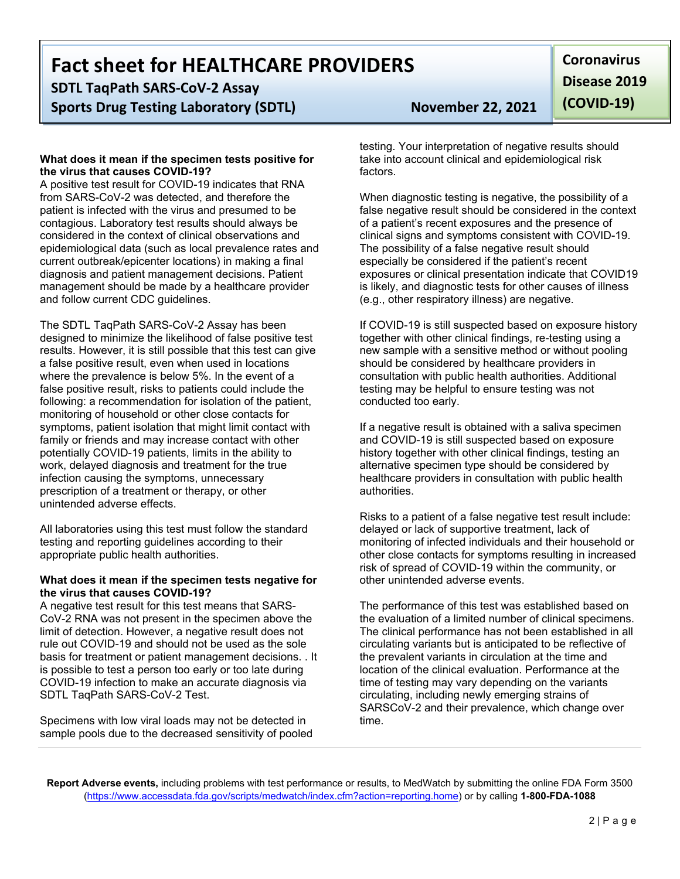### What does it mean if the specimen tests positive for the virus that causes COVID-19?

A positive test result for COVID-19 indicates that RNA from SARS-CoV-2 was detected, and therefore the patient is infected with the virus and presumed to be contagious. Laboratory test results should always be considered in the context of clinical observations and epidemiological data (such as local prevalence rates and current outbreak/epicenter locations) in making a final diagnosis and patient management decisions. Patient management should be made by a healthcare provider and follow current CDC guidelines.

The SDTL TaqPath SARS-CoV-2 Assay has been designed to minimize the likelihood of false positive test results. However, it is still possible that this test can give a false positive result, even when used in locations where the prevalence is below 5%. In the event of a false positive result, risks to patients could include the following: a recommendation for isolation of the patient, monitoring of household or other close contacts for symptoms, patient isolation that might limit contact with family or friends and may increase contact with other potentially COVID-19 patients, limits in the ability to work, delayed diagnosis and treatment for the true infection causing the symptoms, unnecessary prescription of a treatment or therapy, or other unintended adverse effects.

All laboratories using this test must follow the standard testing and reporting guidelines according to their appropriate public health authorities.

### What does it mean if the specimen tests negative for the virus that causes COVID-19?

A negative test result for this test means that SARS-CoV-2 RNA was not present in the specimen above the limit of detection. However, a negative result does not rule out COVID-19 and should not be used as the sole basis for treatment or patient management decisions. . It is possible to test a person too early or too late during COVID-19 infection to make an accurate diagnosis via SDTL TaqPath SARS-CoV-2 Test.

Specimens with low viral loads may not be detected in sample pools due to the decreased sensitivity of pooled testing. Your interpretation of negative results should take into account clinical and epidemiological risk factors.

When diagnostic testing is negative, the possibility of a false negative result should be considered in the context of a patient's recent exposures and the presence of clinical signs and symptoms consistent with COVID-19. The possibility of a false negative result should especially be considered if the patient's recent exposures or clinical presentation indicate that COVID19 is likely, and diagnostic tests for other causes of illness (e.g., other respiratory illness) are negative.

If COVID-19 is still suspected based on exposure history together with other clinical findings, re-testing using a new sample with a sensitive method or without pooling should be considered by healthcare providers in consultation with public health authorities. Additional testing may be helpful to ensure testing was not conducted too early.

If a negative result is obtained with a saliva specimen and COVID-19 is still suspected based on exposure history together with other clinical findings, testing an alternative specimen type should be considered by healthcare providers in consultation with public health authorities.

Risks to a patient of a false negative test result include: delayed or lack of supportive treatment, lack of monitoring of infected individuals and their household or other close contacts for symptoms resulting in increased risk of spread of COVID-19 within the community, or other unintended adverse events.

The performance of this test was established based on the evaluation of a limited number of clinical specimens. The clinical performance has not been established in all circulating variants but is anticipated to be reflective of the prevalent variants in circulation at the time and location of the clinical evaluation. Performance at the time of testing may vary depending on the variants circulating, including newly emerging strains of SARSCoV-2 and their prevalence, which change over time.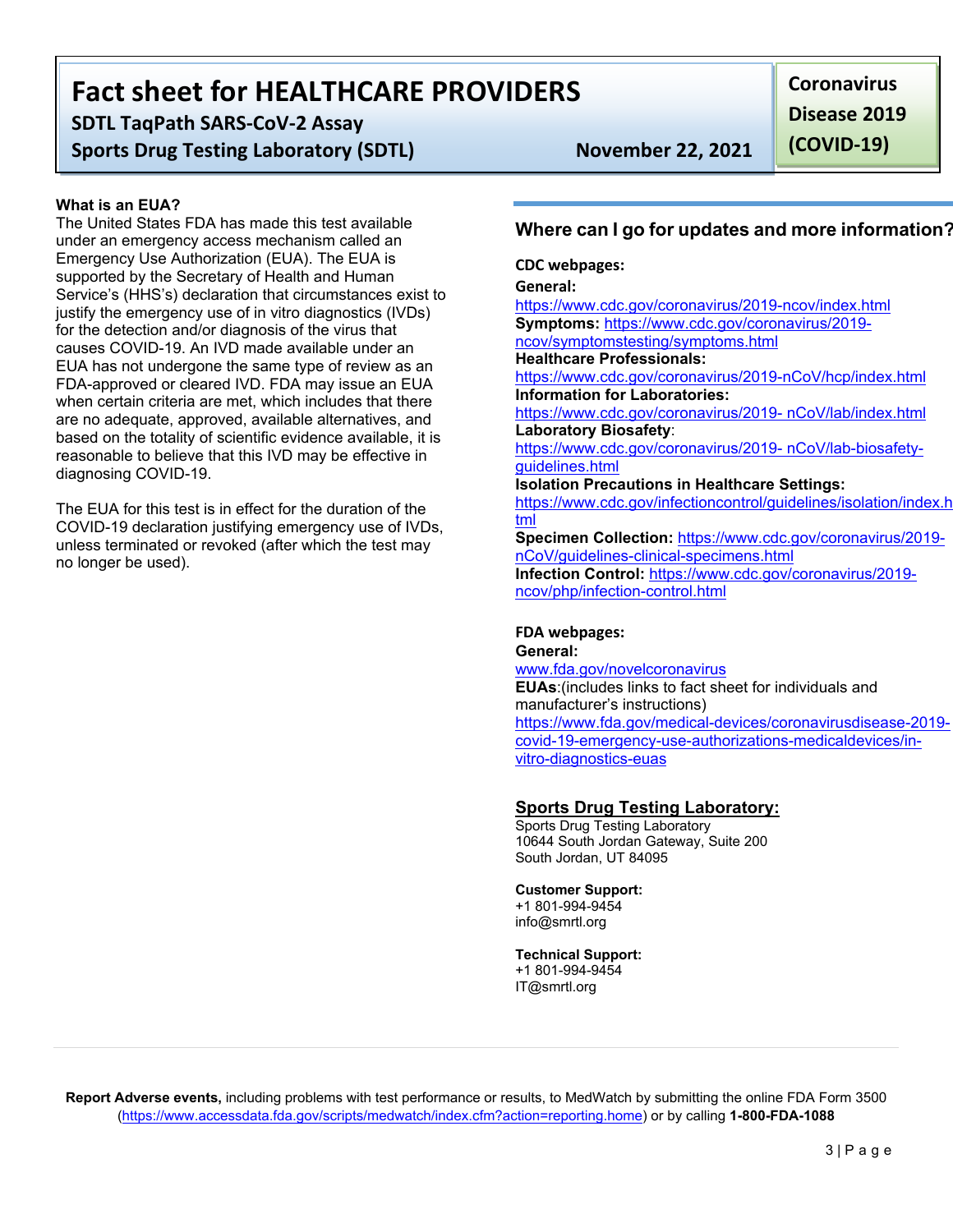# Fact sheet for HEALTHCARE PROVIDERS

**SDTL TaqPath SARS-CoV-2 Assay**

**Sports Drug Testing Laboratory (SDTL)** **November 22, 2021**

**Coronavirus Disease 2019 (COVID-19)**

**What is an EUA?**

The United States FDA has made this test available under an emergency access mechanism called an Emergency Use Authorization (EUA). The EUA is supported by the Secretary of Health and Human Service's (HHS's) declaration that circumstances exist to justify the emergency use of in vitro diagnostics (IVDs) for the detection and/or diagnosis of the virus that causes COVID-19. An IVD made available under an EUA has not undergone the same type of review as an FDA-approved or cleared IVD. FDA may issue an EUA when certain criteria are met, which includes that there are no adequate, approved, available alternatives, and based on the totality of scientific evidence available, it is reasonable to believe that this IVD may be effective in diagnosing COVID-19.

The EUA for this test is in effect for the duration of the COVID-19 declaration justifying emergency use of IVDs, unless terminated or revoked (after which the test may no longer be used).

## Where can I go for updates and more information?

**CDC webpages:**

**General:**
https://www.cdc.gov/coronavirus/2019-ncov/index.html

**Symptoms:** https://www.cdc.gov/coronavirus/2019-ncov/symptomstesting/symptoms.html

**Healthcare Professionals:**
https://www.cdc.gov/coronavirus/2019-nCoV/hcp/index.html

**Information for Laboratories:**
https://www.cdc.gov/coronavirus/2019- nCoV/lab/index.html

**Laboratory Biosafety**:
https://www.cdc.gov/coronavirus/2019- nCoV/lab-biosafety-guidelines.html

**Isolation Precautions in Healthcare Settings:**
https://www.cdc.gov/infectioncontrol/guidelines/isolation/index.html

**Specimen Collection:** https://www.cdc.gov/coronavirus/2019-nCoV/guidelines-clinical-specimens.html

**Infection Control:** https://www.cdc.gov/coronavirus/2019-ncov/php/infection-control.html

**FDA webpages:**

**General:**
www.fda.gov/novelcoronavirus

**EUAs**:(includes links to fact sheet for individuals and manufacturer's instructions)
https://www.fda.gov/medical-devices/coronavirusdisease-2019-covid-19-emergency-use-authorizations-medicaldevices/in-vitro-diagnostics-euas

**Sports Drug Testing Laboratory:**

Sports Drug Testing Laboratory
10644 South Jordan Gateway, Suite 200
South Jordan, UT 84095

**Customer Support:**
+1 801-994-9454
info@smrtl.org

**Technical Support:**
+1 801-994-9454
IT@smrtl.org

**Report Adverse events,** including problems with test performance or results, to MedWatch by submitting the online FDA Form 3500 (https://www.accessdata.fda.gov/scripts/medwatch/index.cfm?action=reporting.home) or by calling **1-800-FDA-1088**